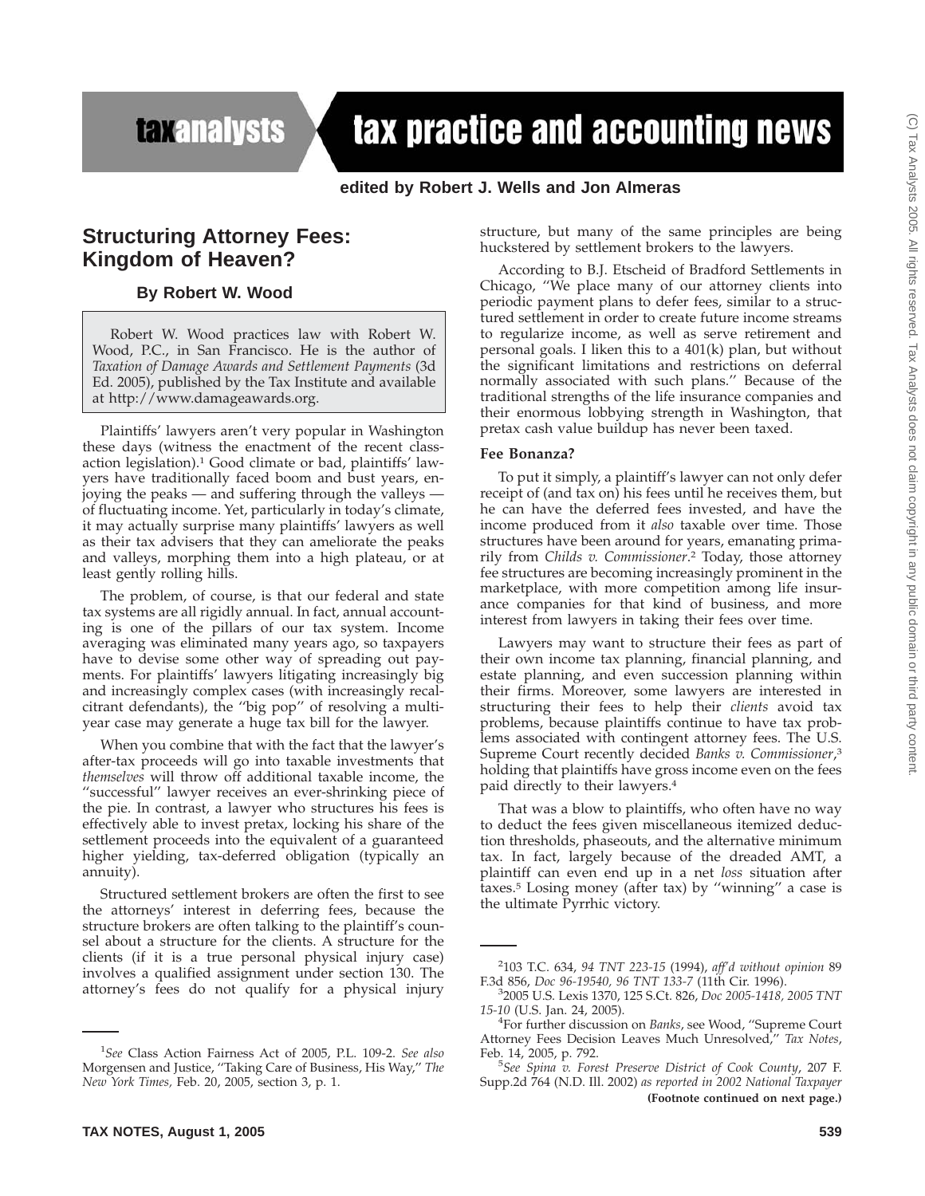# Structuring Attorney Fees: Kingdom of Heaven?

### By Robert W. Wood

Robert W. Wood practices law with Robert W. Wood, P.C., in San Francisco. He is the author of *Taxation of Damage Awards and Settlement Payments* (3d Ed. 2005), published by the Tax Institute and available at http://www.damageawards.org.

Plaintiffs' lawyers aren't very popular in Washington these days (witness the enactment of the recent class-action legislation).[1] Good climate or bad, plaintiffs' lawyers have traditionally faced boom and bust years, enjoying the peaks — and suffering through the valleys — of fluctuating income. Yet, particularly in today's climate, it may actually surprise many plaintiffs' lawyers as well as their tax advisers that they can ameliorate the peaks and valleys, morphing them into a high plateau, or at least gently rolling hills.

The problem, of course, is that our federal and state tax systems are all rigidly annual. In fact, annual accounting is one of the pillars of our tax system. Income averaging was eliminated many years ago, so taxpayers have to devise some other way of spreading out payments. For plaintiffs' lawyers litigating increasingly big and increasingly complex cases (with increasingly recalcitrant defendants), the ''big pop'' of resolving a multi-year case may generate a huge tax bill for the lawyer.

When you combine that with the fact that the lawyer's after-tax proceeds will go into taxable investments that *themselves* will throw off additional taxable income, the ''successful'' lawyer receives an ever-shrinking piece of the pie. In contrast, a lawyer who structures his fees is effectively able to invest pretax, locking his share of the settlement proceeds into the equivalent of a guaranteed higher yielding, tax-deferred obligation (typically an annuity).

Structured settlement brokers are often the first to see the attorneys' interest in deferring fees, because the structure brokers are often talking to the plaintiff's counsel about a structure for the clients. A structure for the clients (if it is a true personal physical injury case) involves a qualified assignment under section 130. The attorney's fees do not qualify for a physical injury structure, but many of the same principles are being huckstered by settlement brokers to the lawyers.

According to B.J. Etscheid of Bradford Settlements in Chicago, ''We place many of our attorney clients into periodic payment plans to defer fees, similar to a structured settlement in order to create future income streams to regularize income, as well as serve retirement and personal goals. I liken this to a 401(k) plan, but without the significant limitations and restrictions on deferral normally associated with such plans.'' Because of the traditional strengths of the life insurance companies and their enormous lobbying strength in Washington, that pretax cash value buildup has never been taxed.

**Fee Bonanza?**

To put it simply, a plaintiff's lawyer can not only defer receipt of (and tax on) his fees until he receives them, but he can have the deferred fees invested, and have the income produced from it *also* taxable over time. Those structures have been around for years, emanating primarily from *Childs v. Commissioner*.[2] Today, those attorney fee structures are becoming increasingly prominent in the marketplace, with more competition among life insurance companies for that kind of business, and more interest from lawyers in taking their fees over time.

Lawyers may want to structure their fees as part of their own income tax planning, financial planning, and estate planning, and even succession planning within their firms. Moreover, some lawyers are interested in structuring their fees to help their *clients* avoid tax problems, because plaintiffs continue to have tax problems associated with contingent attorney fees. The U.S. Supreme Court recently decided *Banks v. Commissioner*,[3] holding that plaintiffs have gross income even on the fees paid directly to their lawyers.[4]

That was a blow to plaintiffs, who often have no way to deduct the fees given miscellaneous itemized deduction thresholds, phaseouts, and the alternative minimum tax. In fact, largely because of the dreaded AMT, a plaintiff can even end up in a net *loss* situation after taxes.[5] Losing money (after tax) by ''winning'' a case is the ultimate Pyrrhic victory.

---

[1] *See* Class Action Fairness Act of 2005, P.L. 109-2. *See also* Morgensen and Justice, ''Taking Care of Business, His Way,'' *The New York Times,* Feb. 20, 2005, section 3, p. 1.

[2] 103 T.C. 634, *94 TNT 223-15* (1994), *aff'd without opinion* 89 F.3d 856, *Doc 96-19540, 96 TNT 133-7* (11th Cir. 1996).

[3] 2005 U.S. Lexis 1370, 125 S.Ct. 826, *Doc 2005-1418, 2005 TNT 15-10* (U.S. Jan. 24, 2005).

[4] For further discussion on *Banks*, see Wood, ''Supreme Court Attorney Fees Decision Leaves Much Unresolved,'' *Tax Notes*, Feb. 14, 2005, p. 792.

[5] *See Spina v. Forest Preserve District of Cook County*, 207 F. Supp.2d 764 (N.D. Ill. 2002) *as reported in 2002 National Taxpayer*

**(Footnote continued on next page.)**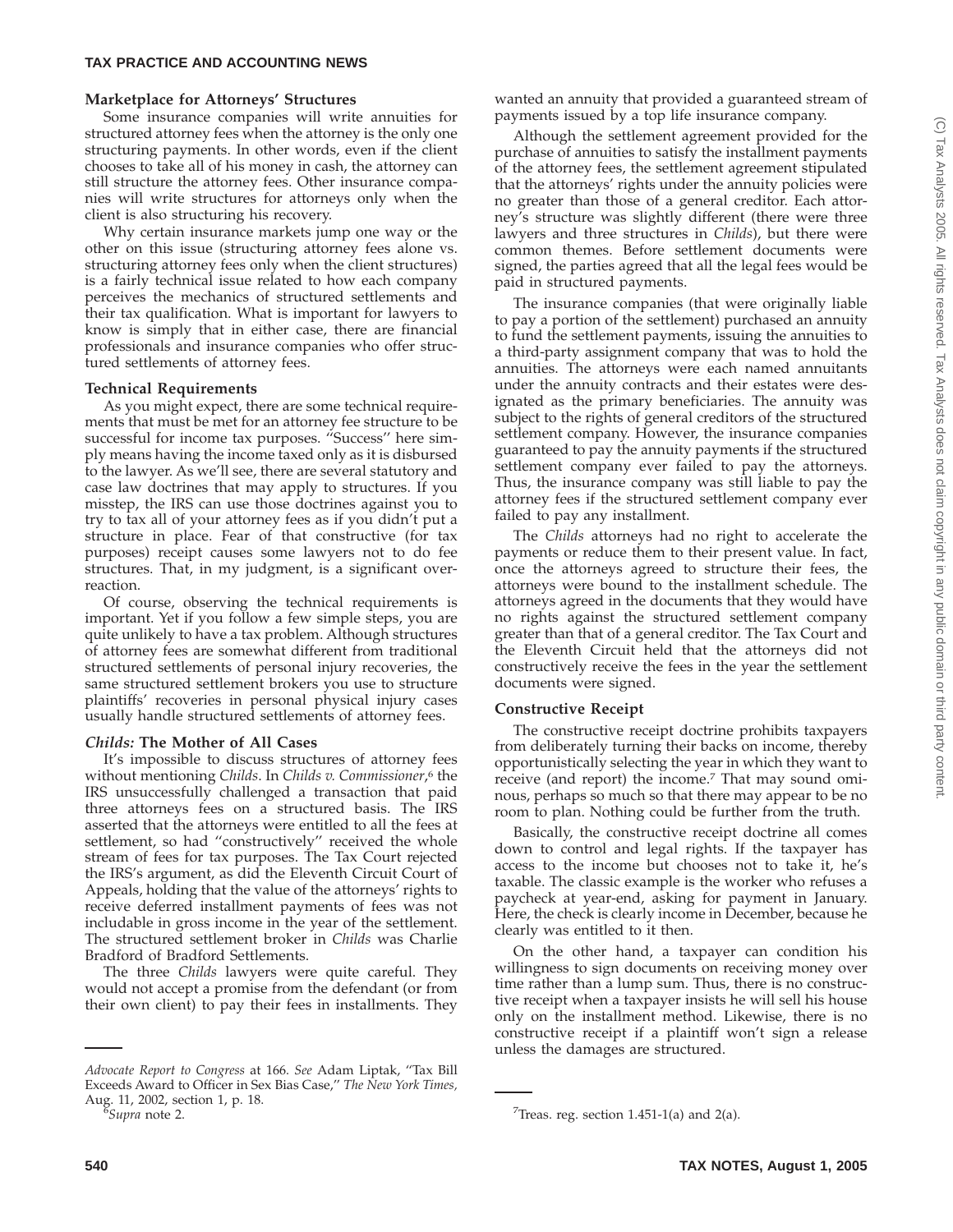### Marketplace for Attorneys' Structures

Some insurance companies will write annuities for structured attorney fees when the attorney is the only one structuring payments. In other words, even if the client chooses to take all of his money in cash, the attorney can still structure the attorney fees. Other insurance companies will write structures for attorneys only when the client is also structuring his recovery.

Why certain insurance markets jump one way or the other on this issue (structuring attorney fees alone vs. structuring attorney fees only when the client structures) is a fairly technical issue related to how each company perceives the mechanics of structured settlements and their tax qualification. What is important for lawyers to know is simply that in either case, there are financial professionals and insurance companies who offer structured settlements of attorney fees.

### Technical Requirements

As you might expect, there are some technical requirements that must be met for an attorney fee structure to be successful for income tax purposes. "Success" here simply means having the income taxed only as it is disbursed to the lawyer. As we'll see, there are several statutory and case law doctrines that may apply to structures. If you misstep, the IRS can use those doctrines against you to try to tax all of your attorney fees as if you didn't put a structure in place. Fear of that constructive (for tax purposes) receipt causes some lawyers not to do fee structures. That, in my judgment, is a significant overreaction.

Of course, observing the technical requirements is important. Yet if you follow a few simple steps, you are quite unlikely to have a tax problem. Although structures of attorney fees are somewhat different from traditional structured settlements of personal injury recoveries, the same structured settlement brokers you use to structure plaintiffs' recoveries in personal physical injury cases usually handle structured settlements of attorney fees.

### *Childs:* The Mother of All Cases

It's impossible to discuss structures of attorney fees without mentioning *Childs*. In *Childs v. Commissioner*,[6] the IRS unsuccessfully challenged a transaction that paid three attorneys fees on a structured basis. The IRS asserted that the attorneys were entitled to all the fees at settlement, so had "constructively" received the whole stream of fees for tax purposes. The Tax Court rejected the IRS's argument, as did the Eleventh Circuit Court of Appeals, holding that the value of the attorneys' rights to receive deferred installment payments of fees was not includable in gross income in the year of the settlement. The structured settlement broker in *Childs* was Charlie Bradford of Bradford Settlements.

The three *Childs* lawyers were quite careful. They would not accept a promise from the defendant (or from their own client) to pay their fees in installments. They wanted an annuity that provided a guaranteed stream of payments issued by a top life insurance company.

Although the settlement agreement provided for the purchase of annuities to satisfy the installment payments of the attorney fees, the settlement agreement stipulated that the attorneys' rights under the annuity policies were no greater than those of a general creditor. Each attorney's structure was slightly different (there were three lawyers and three structures in *Childs*), but there were common themes. Before settlement documents were signed, the parties agreed that all the legal fees would be paid in structured payments.

The insurance companies (that were originally liable to pay a portion of the settlement) purchased an annuity to fund the settlement payments, issuing the annuities to a third-party assignment company that was to hold the annuities. The attorneys were each named annuitants under the annuity contracts and their estates were designated as the primary beneficiaries. The annuity was subject to the rights of general creditors of the structured settlement company. However, the insurance companies guaranteed to pay the annuity payments if the structured settlement company ever failed to pay the attorneys. Thus, the insurance company was still liable to pay the attorney fees if the structured settlement company ever failed to pay any installment.

The *Childs* attorneys had no right to accelerate the payments or reduce them to their present value. In fact, once the attorneys agreed to structure their fees, the attorneys were bound to the installment schedule. The attorneys agreed in the documents that they would have no rights against the structured settlement company greater than that of a general creditor. The Tax Court and the Eleventh Circuit held that the attorneys did not constructively receive the fees in the year the settlement documents were signed.

### Constructive Receipt

The constructive receipt doctrine prohibits taxpayers from deliberately turning their backs on income, thereby opportunistically selecting the year in which they want to receive (and report) the income.[7] That may sound ominous, perhaps so much so that there may appear to be no room to plan. Nothing could be further from the truth.

Basically, the constructive receipt doctrine all comes down to control and legal rights. If the taxpayer has access to the income but chooses not to take it, he's taxable. The classic example is the worker who refuses a paycheck at year-end, asking for payment in January. Here, the check is clearly income in December, because he clearly was entitled to it then.

On the other hand, a taxpayer can condition his willingness to sign documents on receiving money over time rather than a lump sum. Thus, there is no constructive receipt when a taxpayer insists he will sell his house only on the installment method. Likewise, there is no constructive receipt if a plaintiff won't sign a release unless the damages are structured.

---

*Advocate Report to Congress* at 166. *See* Adam Liptak, "Tax Bill Exceeds Award to Officer in Sex Bias Case," *The New York Times,* Aug. 11, 2002, section 1, p. 18.

[6] *Supra* note 2.

[7] Treas. reg. section 1.451-1(a) and 2(a).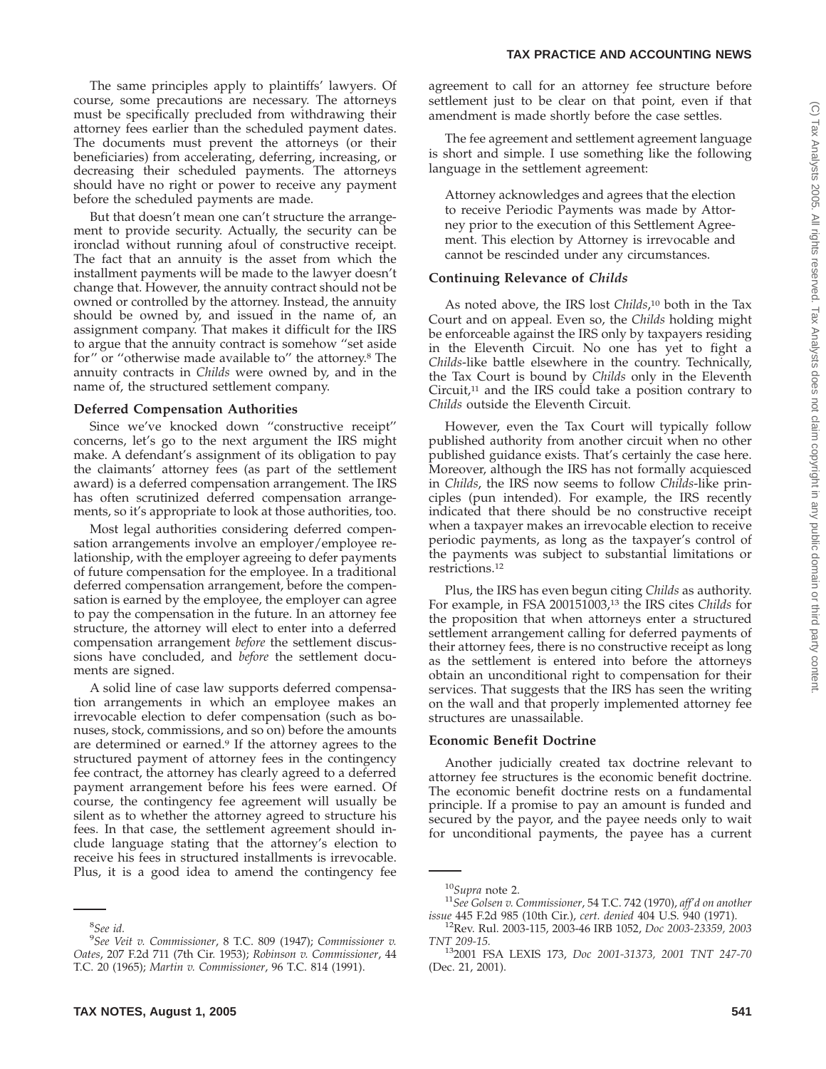The same principles apply to plaintiffs' lawyers. Of course, some precautions are necessary. The attorneys must be specifically precluded from withdrawing their attorney fees earlier than the scheduled payment dates. The documents must prevent the attorneys (or their beneficiaries) from accelerating, deferring, increasing, or decreasing their scheduled payments. The attorneys should have no right or power to receive any payment before the scheduled payments are made.

But that doesn't mean one can't structure the arrangement to provide security. Actually, the security can be ironclad without running afoul of constructive receipt. The fact that an annuity is the asset from which the installment payments will be made to the lawyer doesn't change that. However, the annuity contract should not be owned or controlled by the attorney. Instead, the annuity should be owned by, and issued in the name of, an assignment company. That makes it difficult for the IRS to argue that the annuity contract is somehow ''set aside for'' or ''otherwise made available to'' the attorney.[8] The annuity contracts in *Childs* were owned by, and in the name of, the structured settlement company.

### Deferred Compensation Authorities

Since we've knocked down ''constructive receipt'' concerns, let's go to the next argument the IRS might make. A defendant's assignment of its obligation to pay the claimants' attorney fees (as part of the settlement award) is a deferred compensation arrangement. The IRS has often scrutinized deferred compensation arrangements, so it's appropriate to look at those authorities, too.

Most legal authorities considering deferred compensation arrangements involve an employer/employee relationship, with the employer agreeing to defer payments of future compensation for the employee. In a traditional deferred compensation arrangement, before the compensation is earned by the employee, the employer can agree to pay the compensation in the future. In an attorney fee structure, the attorney will elect to enter into a deferred compensation arrangement *before* the settlement discussions have concluded, and *before* the settlement documents are signed.

A solid line of case law supports deferred compensation arrangements in which an employee makes an irrevocable election to defer compensation (such as bonuses, stock, commissions, and so on) before the amounts are determined or earned.[9] If the attorney agrees to the structured payment of attorney fees in the contingency fee contract, the attorney has clearly agreed to a deferred payment arrangement before his fees were earned. Of course, the contingency fee agreement will usually be silent as to whether the attorney agreed to structure his fees. In that case, the settlement agreement should include language stating that the attorney's election to receive his fees in structured installments is irrevocable. Plus, it is a good idea to amend the contingency fee agreement to call for an attorney fee structure before settlement just to be clear on that point, even if that amendment is made shortly before the case settles.

The fee agreement and settlement agreement language is short and simple. I use something like the following language in the settlement agreement:

> Attorney acknowledges and agrees that the election to receive Periodic Payments was made by Attorney prior to the execution of this Settlement Agreement. This election by Attorney is irrevocable and cannot be rescinded under any circumstances.

### Continuing Relevance of *Childs*

As noted above, the IRS lost *Childs*,[10] both in the Tax Court and on appeal. Even so, the *Childs* holding might be enforceable against the IRS only by taxpayers residing in the Eleventh Circuit. No one has yet to fight a *Childs*-like battle elsewhere in the country. Technically, the Tax Court is bound by *Childs* only in the Eleventh Circuit,[11] and the IRS could take a position contrary to *Childs* outside the Eleventh Circuit.

However, even the Tax Court will typically follow published authority from another circuit when no other published guidance exists. That's certainly the case here. Moreover, although the IRS has not formally acquiesced in *Childs*, the IRS now seems to follow *Childs*-like principles (pun intended). For example, the IRS recently indicated that there should be no constructive receipt when a taxpayer makes an irrevocable election to receive periodic payments, as long as the taxpayer's control of the payments was subject to substantial limitations or restrictions.[12]

Plus, the IRS has even begun citing *Childs* as authority. For example, in FSA 200151003,[13] the IRS cites *Childs* for the proposition that when attorneys enter a structured settlement arrangement calling for deferred payments of their attorney fees, there is no constructive receipt as long as the settlement is entered into before the attorneys obtain an unconditional right to compensation for their services. That suggests that the IRS has seen the writing on the wall and that properly implemented attorney fee structures are unassailable.

### Economic Benefit Doctrine

Another judicially created tax doctrine relevant to attorney fee structures is the economic benefit doctrine. The economic benefit doctrine rests on a fundamental principle. If a promise to pay an amount is funded and secured by the payor, and the payee needs only to wait for unconditional payments, the payee has a current

---

[8] *See id.*

[9] *See Veit v. Commissioner*, 8 T.C. 809 (1947); *Commissioner v. Oates*, 207 F.2d 711 (7th Cir. 1953); *Robinson v. Commissioner*, 44 T.C. 20 (1965); *Martin v. Commissioner*, 96 T.C. 814 (1991).

[10] *Supra* note 2.

[11] *See Golsen v. Commissioner*, 54 T.C. 742 (1970), *aff'd on another issue* 445 F.2d 985 (10th Cir.), *cert. denied* 404 U.S. 940 (1971).

[12] Rev. Rul. 2003-115, 2003-46 IRB 1052, *Doc 2003-23359, 2003 TNT 209-15.*

[13] 2001 FSA LEXIS 173, *Doc 2001-31373, 2001 TNT 247-70* (Dec. 21, 2001).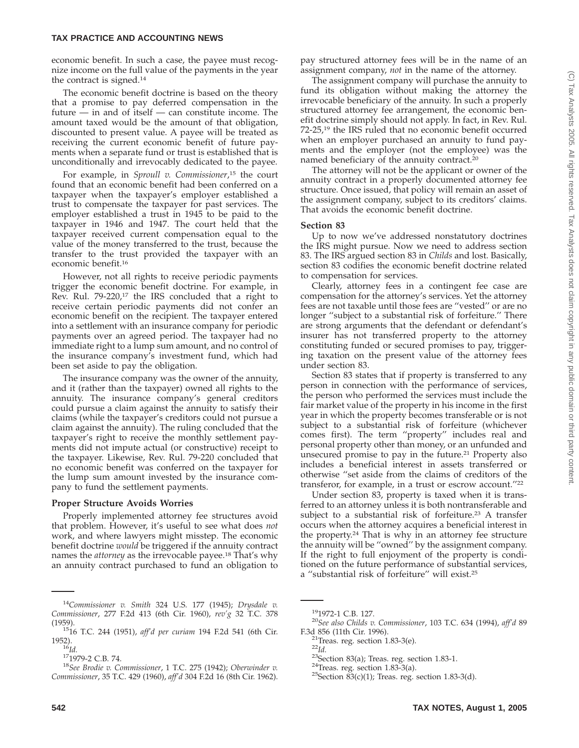economic benefit. In such a case, the payee must recognize income on the full value of the payments in the year the contract is signed.[14]

The economic benefit doctrine is based on the theory that a promise to pay deferred compensation in the future — in and of itself — can constitute income. The amount taxed would be the amount of that obligation, discounted to present value. A payee will be treated as receiving the current economic benefit of future payments when a separate fund or trust is established that is unconditionally and irrevocably dedicated to the payee.

For example, in *Sproull v. Commissioner*,[15] the court found that an economic benefit had been conferred on a taxpayer when the taxpayer's employer established a trust to compensate the taxpayer for past services. The employer established a trust in 1945 to be paid to the taxpayer in 1946 and 1947. The court held that the taxpayer received current compensation equal to the value of the money transferred to the trust, because the transfer to the trust provided the taxpayer with an economic benefit.[16]

However, not all rights to receive periodic payments trigger the economic benefit doctrine. For example, in Rev. Rul. 79-220,[17] the IRS concluded that a right to receive certain periodic payments did not confer an economic benefit on the recipient. The taxpayer entered into a settlement with an insurance company for periodic payments over an agreed period. The taxpayer had no immediate right to a lump sum amount, and no control of the insurance company's investment fund, which had been set aside to pay the obligation.

The insurance company was the owner of the annuity, and it (rather than the taxpayer) owned all rights to the annuity. The insurance company's general creditors could pursue a claim against the annuity to satisfy their claims (while the taxpayer's creditors could not pursue a claim against the annuity). The ruling concluded that the taxpayer's right to receive the monthly settlement payments did not impute actual (or constructive) receipt to the taxpayer. Likewise, Rev. Rul. 79-220 concluded that no economic benefit was conferred on the taxpayer for the lump sum amount invested by the insurance company to fund the settlement payments.

### Proper Structure Avoids Worries

Properly implemented attorney fee structures avoid that problem. However, it's useful to see what does *not* work, and where lawyers might misstep. The economic benefit doctrine *would* be triggered if the annuity contract names the *attorney* as the irrevocable payee.[18] That's why an annuity contract purchased to fund an obligation to pay structured attorney fees will be in the name of an assignment company, *not* in the name of the attorney.

The assignment company will purchase the annuity to fund its obligation without making the attorney the irrevocable beneficiary of the annuity. In such a properly structured attorney fee arrangement, the economic benefit doctrine simply should not apply. In fact, in Rev. Rul. 72-25,[19] the IRS ruled that no economic benefit occurred when an employer purchased an annuity to fund payments and the employer (not the employee) was the named beneficiary of the annuity contract.[20]

The attorney will not be the applicant or owner of the annuity contract in a properly documented attorney fee structure. Once issued, that policy will remain an asset of the assignment company, subject to its creditors' claims. That avoids the economic benefit doctrine.

### Section 83

Up to now we've addressed nonstatutory doctrines the IRS might pursue. Now we need to address section 83. The IRS argued section 83 in *Childs* and lost. Basically, section 83 codifies the economic benefit doctrine related to compensation for services.

Clearly, attorney fees in a contingent fee case are compensation for the attorney's services. Yet the attorney fees are not taxable until those fees are "vested" or are no longer "subject to a substantial risk of forfeiture." There are strong arguments that the defendant or defendant's insurer has not transferred property to the attorney constituting funded or secured promises to pay, triggering taxation on the present value of the attorney fees under section 83.

Section 83 states that if property is transferred to any person in connection with the performance of services, the person who performed the services must include the fair market value of the property in his income in the first year in which the property becomes transferable or is not subject to a substantial risk of forfeiture (whichever comes first). The term "property" includes real and personal property other than money, or an unfunded and unsecured promise to pay in the future.[21] Property also includes a beneficial interest in assets transferred or otherwise "set aside from the claims of creditors of the transferor, for example, in a trust or escrow account."[22]

Under section 83, property is taxed when it is transferred to an attorney unless it is both nontransferable and subject to a substantial risk of forfeiture.[23] A transfer occurs when the attorney acquires a beneficial interest in the property.[24] That is why in an attorney fee structure the annuity will be "owned" by the assignment company. If the right to full enjoyment of the property is conditioned on the future performance of substantial services, a "substantial risk of forfeiture" will exist.[25]

---

[14]*Commissioner v. Smith* 324 U.S. 177 (1945); *Drysdale v. Commissioner*, 277 F.2d 413 (6th Cir. 1960), *rev'g* 32 T.C. 378 (1959).

[15]16 T.C. 244 (1951), *aff'd per curiam* 194 F.2d 541 (6th Cir. 1952).

[16]*Id.*

[17]1979-2 C.B. 74.

[18]*See Brodie v. Commissioner*, 1 T.C. 275 (1942); *Oberwinder v. Commissioner*, 35 T.C. 429 (1960), *aff'd* 304 F.2d 16 (8th Cir. 1962).

[19]1972-1 C.B. 127.

[20]*See also Childs v. Commissioner*, 103 T.C. 634 (1994), *aff'd* 89 F.3d 856 (11th Cir. 1996).

[21]Treas. reg. section 1.83-3(e).

[22]*Id.*

[23]Section 83(a); Treas. reg. section 1.83-1.

[24]Treas. reg. section 1.83-3(a).

[25]Section 83(c)(1); Treas. reg. section 1.83-3(d).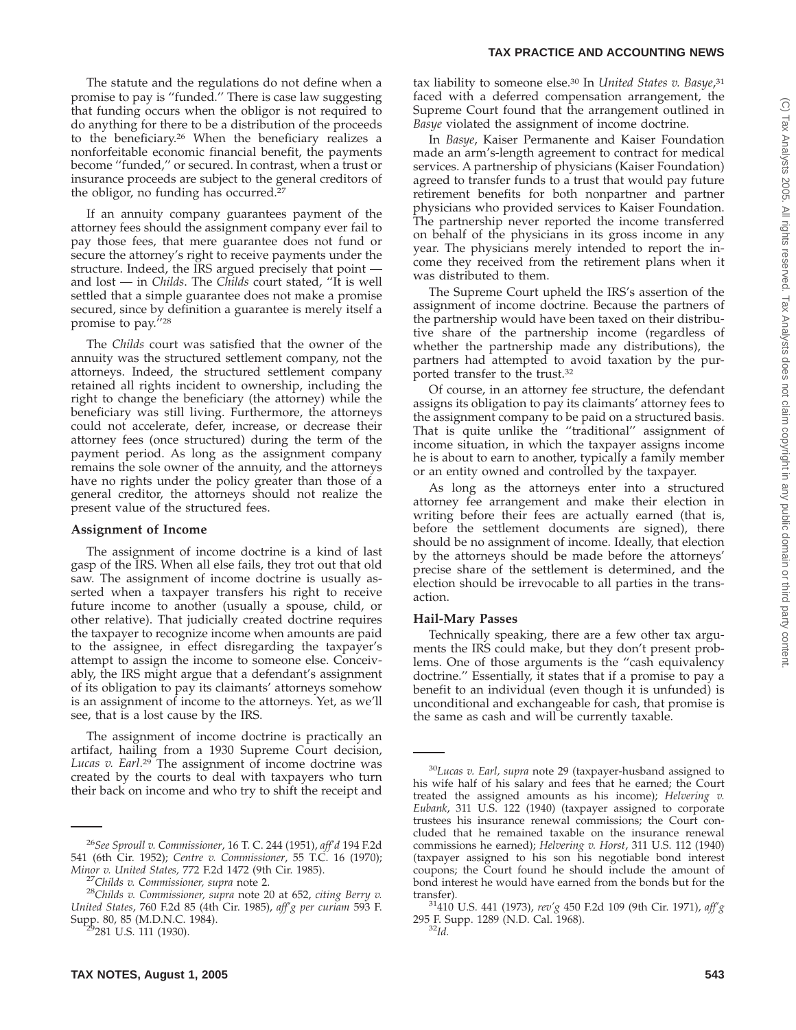The statute and the regulations do not define when a promise to pay is "funded." There is case law suggesting that funding occurs when the obligor is not required to do anything for there to be a distribution of the proceeds to the beneficiary.[26] When the beneficiary realizes a nonforfeitable economic financial benefit, the payments become "funded," or secured. In contrast, when a trust or insurance proceeds are subject to the general creditors of the obligor, no funding has occurred.[27]

If an annuity company guarantees payment of the attorney fees should the assignment company ever fail to pay those fees, that mere guarantee does not fund or secure the attorney's right to receive payments under the structure. Indeed, the IRS argued precisely that point — and lost — in *Childs*. The *Childs* court stated, "It is well settled that a simple guarantee does not make a promise secured, since by definition a guarantee is merely itself a promise to pay."[28]

The *Childs* court was satisfied that the owner of the annuity was the structured settlement company, not the attorneys. Indeed, the structured settlement company retained all rights incident to ownership, including the right to change the beneficiary (the attorney) while the beneficiary was still living. Furthermore, the attorneys could not accelerate, defer, increase, or decrease their attorney fees (once structured) during the term of the payment period. As long as the assignment company remains the sole owner of the annuity, and the attorneys have no rights under the policy greater than those of a general creditor, the attorneys should not realize the present value of the structured fees.

### Assignment of Income

The assignment of income doctrine is a kind of last gasp of the IRS. When all else fails, they trot out that old saw. The assignment of income doctrine is usually asserted when a taxpayer transfers his right to receive future income to another (usually a spouse, child, or other relative). That judicially created doctrine requires the taxpayer to recognize income when amounts are paid to the assignee, in effect disregarding the taxpayer's attempt to assign the income to someone else. Conceivably, the IRS might argue that a defendant's assignment of its obligation to pay its claimants' attorneys somehow is an assignment of income to the attorneys. Yet, as we'll see, that is a lost cause by the IRS.

The assignment of income doctrine is practically an artifact, hailing from a 1930 Supreme Court decision, *Lucas v. Earl*.[29] The assignment of income doctrine was created by the courts to deal with taxpayers who turn their back on income and who try to shift the receipt and tax liability to someone else.[30] In *United States v. Basye*,[31] faced with a deferred compensation arrangement, the Supreme Court found that the arrangement outlined in *Basye* violated the assignment of income doctrine.

In *Basye*, Kaiser Permanente and Kaiser Foundation made an arm's-length agreement to contract for medical services. A partnership of physicians (Kaiser Foundation) agreed to transfer funds to a trust that would pay future retirement benefits for both nonpartner and partner physicians who provided services to Kaiser Foundation. The partnership never reported the income transferred on behalf of the physicians in its gross income in any year. The physicians merely intended to report the income they received from the retirement plans when it was distributed to them.

The Supreme Court upheld the IRS's assertion of the assignment of income doctrine. Because the partners of the partnership would have been taxed on their distributive share of the partnership income (regardless of whether the partnership made any distributions), the partners had attempted to avoid taxation by the purported transfer to the trust.[32]

Of course, in an attorney fee structure, the defendant assigns its obligation to pay its claimants' attorney fees to the assignment company to be paid on a structured basis. That is quite unlike the "traditional" assignment of income situation, in which the taxpayer assigns income he is about to earn to another, typically a family member or an entity owned and controlled by the taxpayer.

As long as the attorneys enter into a structured attorney fee arrangement and make their election in writing before their fees are actually earned (that is, before the settlement documents are signed), there should be no assignment of income. Ideally, that election by the attorneys should be made before the attorneys' precise share of the settlement is determined, and the election should be irrevocable to all parties in the transaction.

### Hail-Mary Passes

Technically speaking, there are a few other tax arguments the IRS could make, but they don't present problems. One of those arguments is the "cash equivalency doctrine." Essentially, it states that if a promise to pay a benefit to an individual (even though it is unfunded) is unconditional and exchangeable for cash, that promise is the same as cash and will be currently taxable.

---

[26]*See Sproull v. Commissioner*, 16 T. C. 244 (1951), *aff'd* 194 F.2d 541 (6th Cir. 1952); *Centre v. Commissioner*, 55 T.C. 16 (1970); *Minor v. United States*, 772 F.2d 1472 (9th Cir. 1985).

[27]*Childs v. Commissioner, supra* note 2.

[28]*Childs v. Commissioner, supra* note 20 at 652, *citing Berry v. United States*, 760 F.2d 85 (4th Cir. 1985), *aff'g per curiam* 593 F. Supp. 80, 85 (M.D.N.C. 1984).

[29]281 U.S. 111 (1930).

[30]*Lucas v. Earl, supra* note 29 (taxpayer-husband assigned to his wife half of his salary and fees that he earned; the Court treated the assigned amounts as his income); *Helvering v. Eubank*, 311 U.S. 122 (1940) (taxpayer assigned to corporate trustees his insurance renewal commissions; the Court concluded that he remained taxable on the insurance renewal commissions he earned); *Helvering v. Horst*, 311 U.S. 112 (1940) (taxpayer assigned to his son his negotiable bond interest coupons; the Court found he should include the amount of bond interest he would have earned from the bonds but for the transfer).

[31]410 U.S. 441 (1973), *rev'g* 450 F.2d 109 (9th Cir. 1971), *aff'g* 295 F. Supp. 1289 (N.D. Cal. 1968).

[32]*Id.*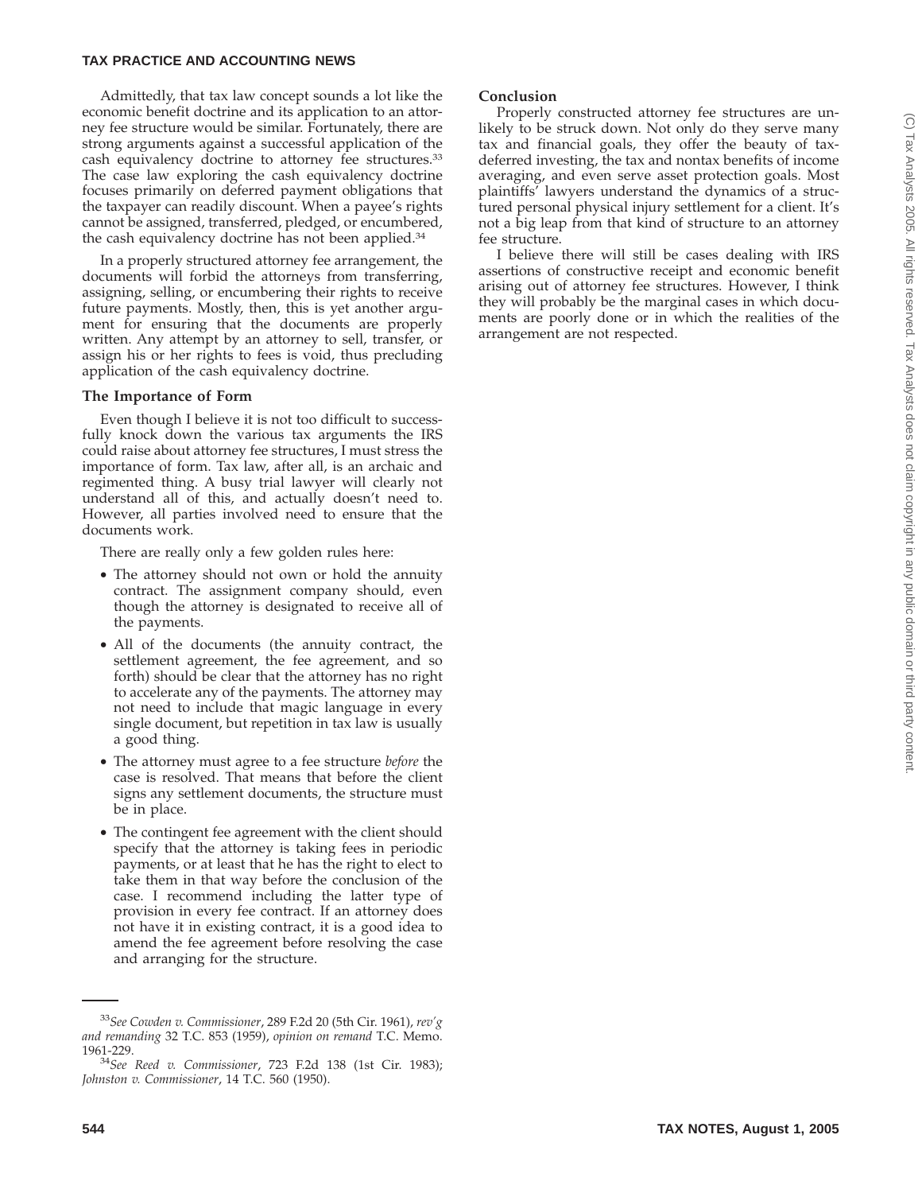Admittedly, that tax law concept sounds a lot like the economic benefit doctrine and its application to an attorney fee structure would be similar. Fortunately, there are strong arguments against a successful application of the cash equivalency doctrine to attorney fee structures.[33] The case law exploring the cash equivalency doctrine focuses primarily on deferred payment obligations that the taxpayer can readily discount. When a payee's rights cannot be assigned, transferred, pledged, or encumbered, the cash equivalency doctrine has not been applied.[34]

In a properly structured attorney fee arrangement, the documents will forbid the attorneys from transferring, assigning, selling, or encumbering their rights to receive future payments. Mostly, then, this is yet another argument for ensuring that the documents are properly written. Any attempt by an attorney to sell, transfer, or assign his or her rights to fees is void, thus precluding application of the cash equivalency doctrine.

### The Importance of Form

Even though I believe it is not too difficult to successfully knock down the various tax arguments the IRS could raise about attorney fee structures, I must stress the importance of form. Tax law, after all, is an archaic and regimented thing. A busy trial lawyer will clearly not understand all of this, and actually doesn't need to. However, all parties involved need to ensure that the documents work.

There are really only a few golden rules here:

- The attorney should not own or hold the annuity contract. The assignment company should, even though the attorney is designated to receive all of the payments.
- All of the documents (the annuity contract, the settlement agreement, the fee agreement, and so forth) should be clear that the attorney has no right to accelerate any of the payments. The attorney may not need to include that magic language in every single document, but repetition in tax law is usually a good thing.
- The attorney must agree to a fee structure *before* the case is resolved. That means that before the client signs any settlement documents, the structure must be in place.
- The contingent fee agreement with the client should specify that the attorney is taking fees in periodic payments, or at least that he has the right to elect to take them in that way before the conclusion of the case. I recommend including the latter type of provision in every fee contract. If an attorney does not have it in existing contract, it is a good idea to amend the fee agreement before resolving the case and arranging for the structure.

### Conclusion

Properly constructed attorney fee structures are unlikely to be struck down. Not only do they serve many tax and financial goals, they offer the beauty of tax-deferred investing, the tax and nontax benefits of income averaging, and even serve asset protection goals. Most plaintiffs' lawyers understand the dynamics of a structured personal physical injury settlement for a client. It's not a big leap from that kind of structure to an attorney fee structure.

I believe there will still be cases dealing with IRS assertions of constructive receipt and economic benefit arising out of attorney fee structures. However, I think they will probably be the marginal cases in which documents are poorly done or in which the realities of the arrangement are not respected.

---

[33] *See Cowden v. Commissioner*, 289 F.2d 20 (5th Cir. 1961), *rev'g and remanding* 32 T.C. 853 (1959), *opinion on remand* T.C. Memo. 1961-229.

[34] *See Reed v. Commissioner*, 723 F.2d 138 (1st Cir. 1983); *Johnston v. Commissioner*, 14 T.C. 560 (1950).